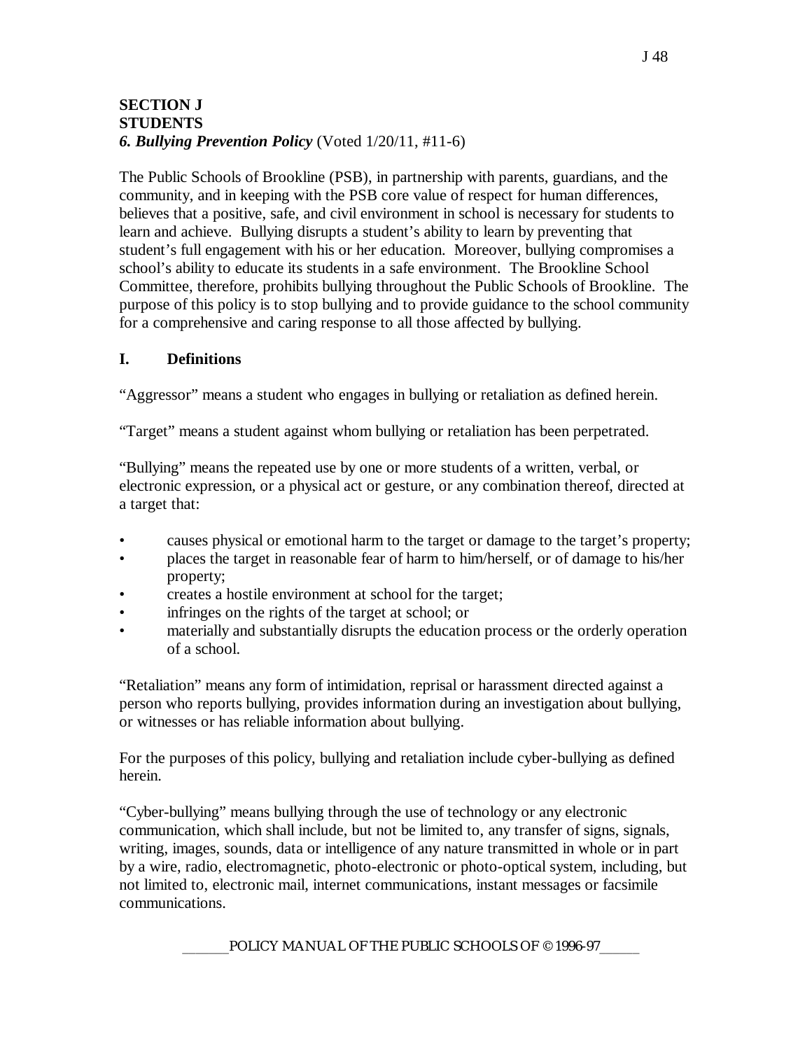**SECTION J**
**STUDENTS**
***6. Bullying Prevention Policy*** (Voted 1/20/11, #11-6)

The Public Schools of Brookline (PSB), in partnership with parents, guardians, and the community, and in keeping with the PSB core value of respect for human differences, believes that a positive, safe, and civil environment in school is necessary for students to learn and achieve. Bullying disrupts a student's ability to learn by preventing that student's full engagement with his or her education. Moreover, bullying compromises a school's ability to educate its students in a safe environment. The Brookline School Committee, therefore, prohibits bullying throughout the Public Schools of Brookline. The purpose of this policy is to stop bullying and to provide guidance to the school community for a comprehensive and caring response to all those affected by bullying.

## I. Definitions

"Aggressor" means a student who engages in bullying or retaliation as defined herein.

"Target" means a student against whom bullying or retaliation has been perpetrated.

"Bullying" means the repeated use by one or more students of a written, verbal, or electronic expression, or a physical act or gesture, or any combination thereof, directed at a target that:

- causes physical or emotional harm to the target or damage to the target's property;
- places the target in reasonable fear of harm to him/herself, or of damage to his/her property;
- creates a hostile environment at school for the target;
- infringes on the rights of the target at school; or
- materially and substantially disrupts the education process or the orderly operation of a school.

"Retaliation" means any form of intimidation, reprisal or harassment directed against a person who reports bullying, provides information during an investigation about bullying, or witnesses or has reliable information about bullying.

For the purposes of this policy, bullying and retaliation include cyber-bullying as defined herein.

"Cyber-bullying" means bullying through the use of technology or any electronic communication, which shall include, but not be limited to, any transfer of signs, signals, writing, images, sounds, data or intelligence of any nature transmitted in whole or in part by a wire, radio, electromagnetic, photo-electronic or photo-optical system, including, but not limited to, electronic mail, internet communications, instant messages or facsimile communications.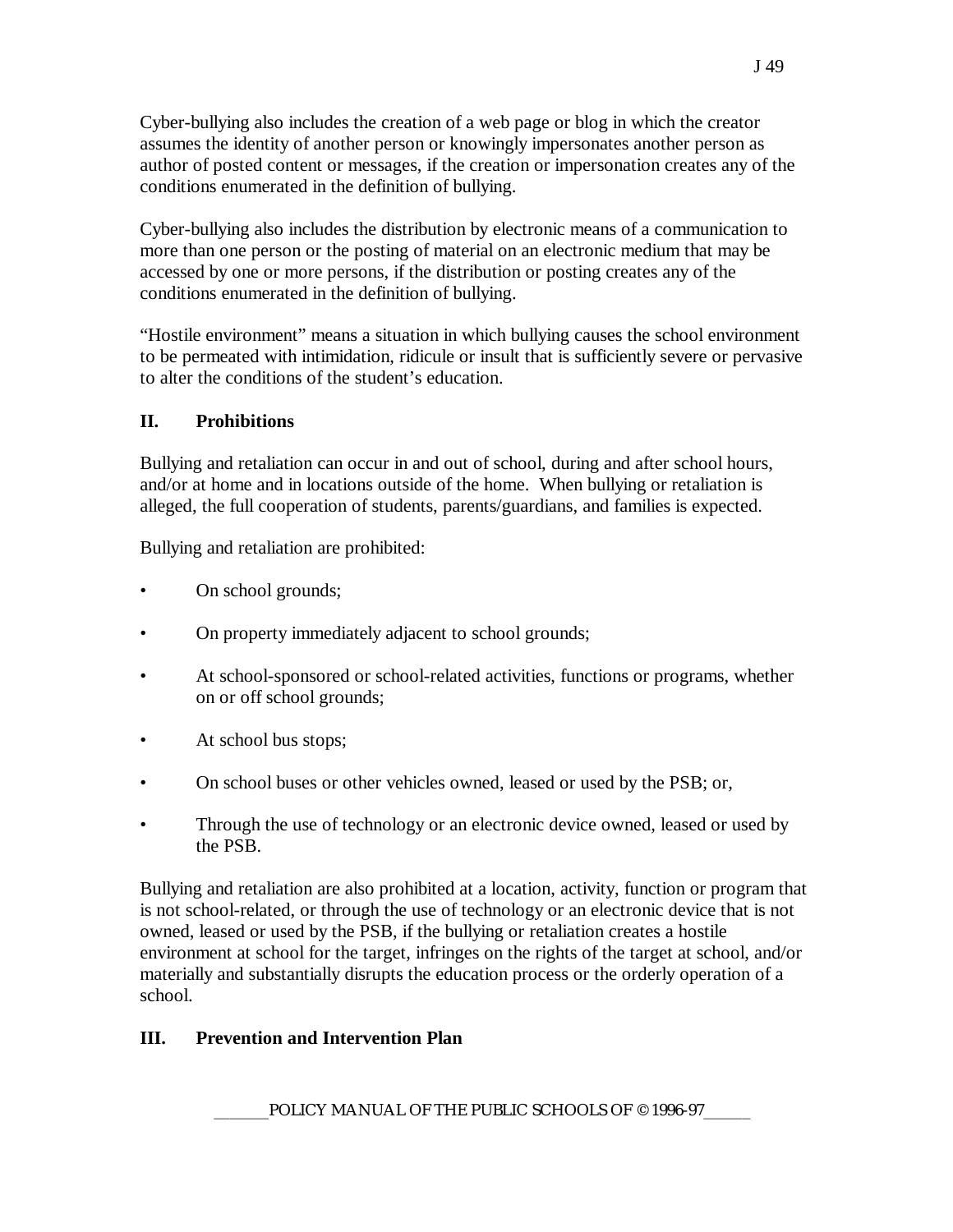Cyber-bullying also includes the creation of a web page or blog in which the creator assumes the identity of another person or knowingly impersonates another person as author of posted content or messages, if the creation or impersonation creates any of the conditions enumerated in the definition of bullying.

Cyber-bullying also includes the distribution by electronic means of a communication to more than one person or the posting of material on an electronic medium that may be accessed by one or more persons, if the distribution or posting creates any of the conditions enumerated in the definition of bullying.

"Hostile environment" means a situation in which bullying causes the school environment to be permeated with intimidation, ridicule or insult that is sufficiently severe or pervasive to alter the conditions of the student's education.

## II. Prohibitions

Bullying and retaliation can occur in and out of school, during and after school hours, and/or at home and in locations outside of the home. When bullying or retaliation is alleged, the full cooperation of students, parents/guardians, and families is expected.

Bullying and retaliation are prohibited:

- On school grounds;
- On property immediately adjacent to school grounds;
- At school-sponsored or school-related activities, functions or programs, whether on or off school grounds;
- At school bus stops;
- On school buses or other vehicles owned, leased or used by the PSB; or,
- Through the use of technology or an electronic device owned, leased or used by the PSB.

Bullying and retaliation are also prohibited at a location, activity, function or program that is not school-related, or through the use of technology or an electronic device that is not owned, leased or used by the PSB, if the bullying or retaliation creates a hostile environment at school for the target, infringes on the rights of the target at school, and/or materially and substantially disrupts the education process or the orderly operation of a school.

## III. Prevention and Intervention Plan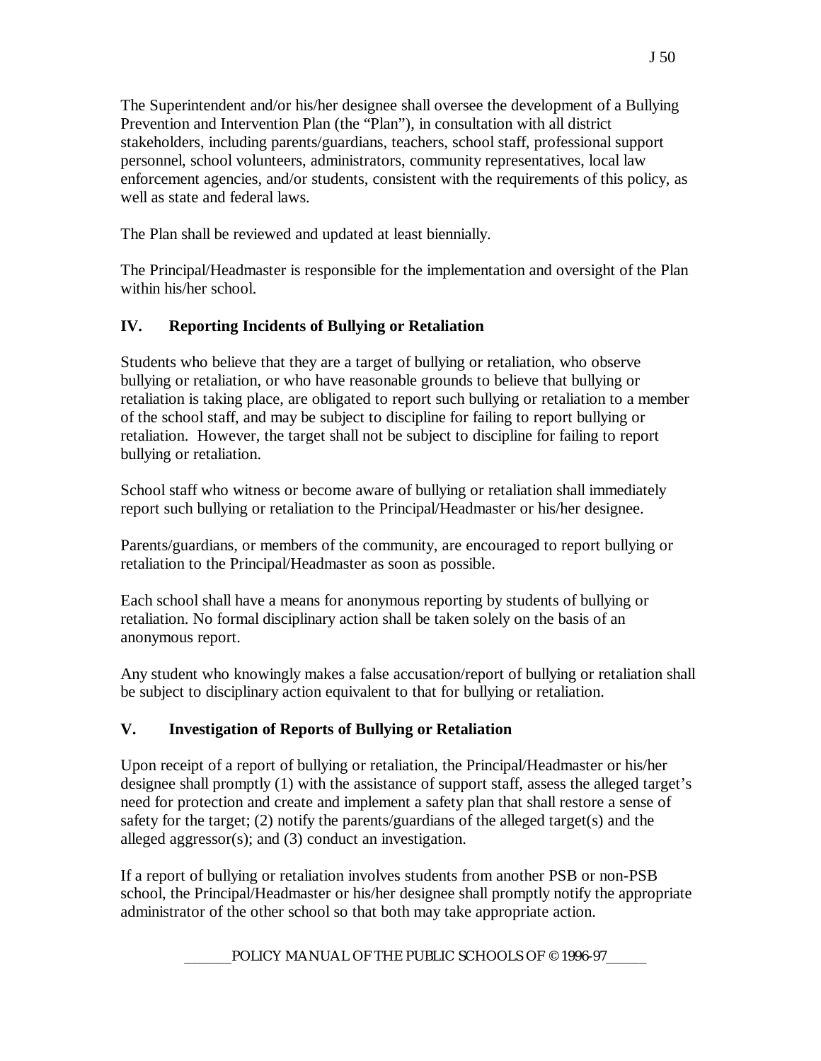The Superintendent and/or his/her designee shall oversee the development of a Bullying Prevention and Intervention Plan (the "Plan"), in consultation with all district stakeholders, including parents/guardians, teachers, school staff, professional support personnel, school volunteers, administrators, community representatives, local law enforcement agencies, and/or students, consistent with the requirements of this policy, as well as state and federal laws.

The Plan shall be reviewed and updated at least biennially.

The Principal/Headmaster is responsible for the implementation and oversight of the Plan within his/her school.

## IV. Reporting Incidents of Bullying or Retaliation

Students who believe that they are a target of bullying or retaliation, who observe bullying or retaliation, or who have reasonable grounds to believe that bullying or retaliation is taking place, are obligated to report such bullying or retaliation to a member of the school staff, and may be subject to discipline for failing to report bullying or retaliation. However, the target shall not be subject to discipline for failing to report bullying or retaliation.

School staff who witness or become aware of bullying or retaliation shall immediately report such bullying or retaliation to the Principal/Headmaster or his/her designee.

Parents/guardians, or members of the community, are encouraged to report bullying or retaliation to the Principal/Headmaster as soon as possible.

Each school shall have a means for anonymous reporting by students of bullying or retaliation. No formal disciplinary action shall be taken solely on the basis of an anonymous report.

Any student who knowingly makes a false accusation/report of bullying or retaliation shall be subject to disciplinary action equivalent to that for bullying or retaliation.

## V. Investigation of Reports of Bullying or Retaliation

Upon receipt of a report of bullying or retaliation, the Principal/Headmaster or his/her designee shall promptly (1) with the assistance of support staff, assess the alleged target's need for protection and create and implement a safety plan that shall restore a sense of safety for the target; (2) notify the parents/guardians of the alleged target(s) and the alleged aggressor(s); and (3) conduct an investigation.

If a report of bullying or retaliation involves students from another PSB or non-PSB school, the Principal/Headmaster or his/her designee shall promptly notify the appropriate administrator of the other school so that both may take appropriate action.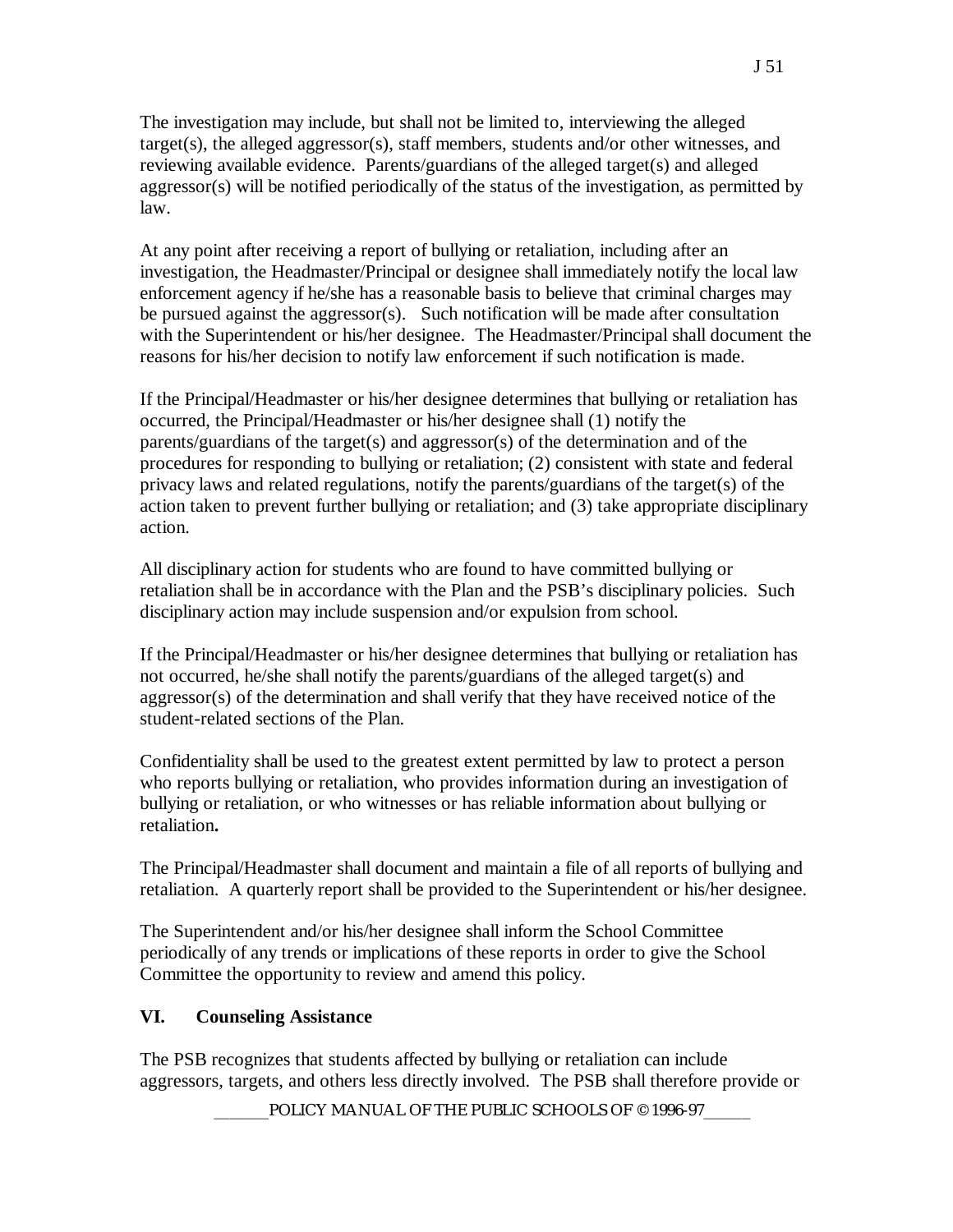The investigation may include, but shall not be limited to, interviewing the alleged target(s), the alleged aggressor(s), staff members, students and/or other witnesses, and reviewing available evidence. Parents/guardians of the alleged target(s) and alleged aggressor(s) will be notified periodically of the status of the investigation, as permitted by law.

At any point after receiving a report of bullying or retaliation, including after an investigation, the Headmaster/Principal or designee shall immediately notify the local law enforcement agency if he/she has a reasonable basis to believe that criminal charges may be pursued against the aggressor(s). Such notification will be made after consultation with the Superintendent or his/her designee. The Headmaster/Principal shall document the reasons for his/her decision to notify law enforcement if such notification is made.

If the Principal/Headmaster or his/her designee determines that bullying or retaliation has occurred, the Principal/Headmaster or his/her designee shall (1) notify the parents/guardians of the target(s) and aggressor(s) of the determination and of the procedures for responding to bullying or retaliation; (2) consistent with state and federal privacy laws and related regulations, notify the parents/guardians of the target(s) of the action taken to prevent further bullying or retaliation; and (3) take appropriate disciplinary action.

All disciplinary action for students who are found to have committed bullying or retaliation shall be in accordance with the Plan and the PSB's disciplinary policies. Such disciplinary action may include suspension and/or expulsion from school.

If the Principal/Headmaster or his/her designee determines that bullying or retaliation has not occurred, he/she shall notify the parents/guardians of the alleged target(s) and aggressor(s) of the determination and shall verify that they have received notice of the student-related sections of the Plan.

Confidentiality shall be used to the greatest extent permitted by law to protect a person who reports bullying or retaliation, who provides information during an investigation of bullying or retaliation, or who witnesses or has reliable information about bullying or retaliation**.**

The Principal/Headmaster shall document and maintain a file of all reports of bullying and retaliation. A quarterly report shall be provided to the Superintendent or his/her designee.

The Superintendent and/or his/her designee shall inform the School Committee periodically of any trends or implications of these reports in order to give the School Committee the opportunity to review and amend this policy.

## VI. Counseling Assistance

The PSB recognizes that students affected by bullying or retaliation can include aggressors, targets, and others less directly involved. The PSB shall therefore provide or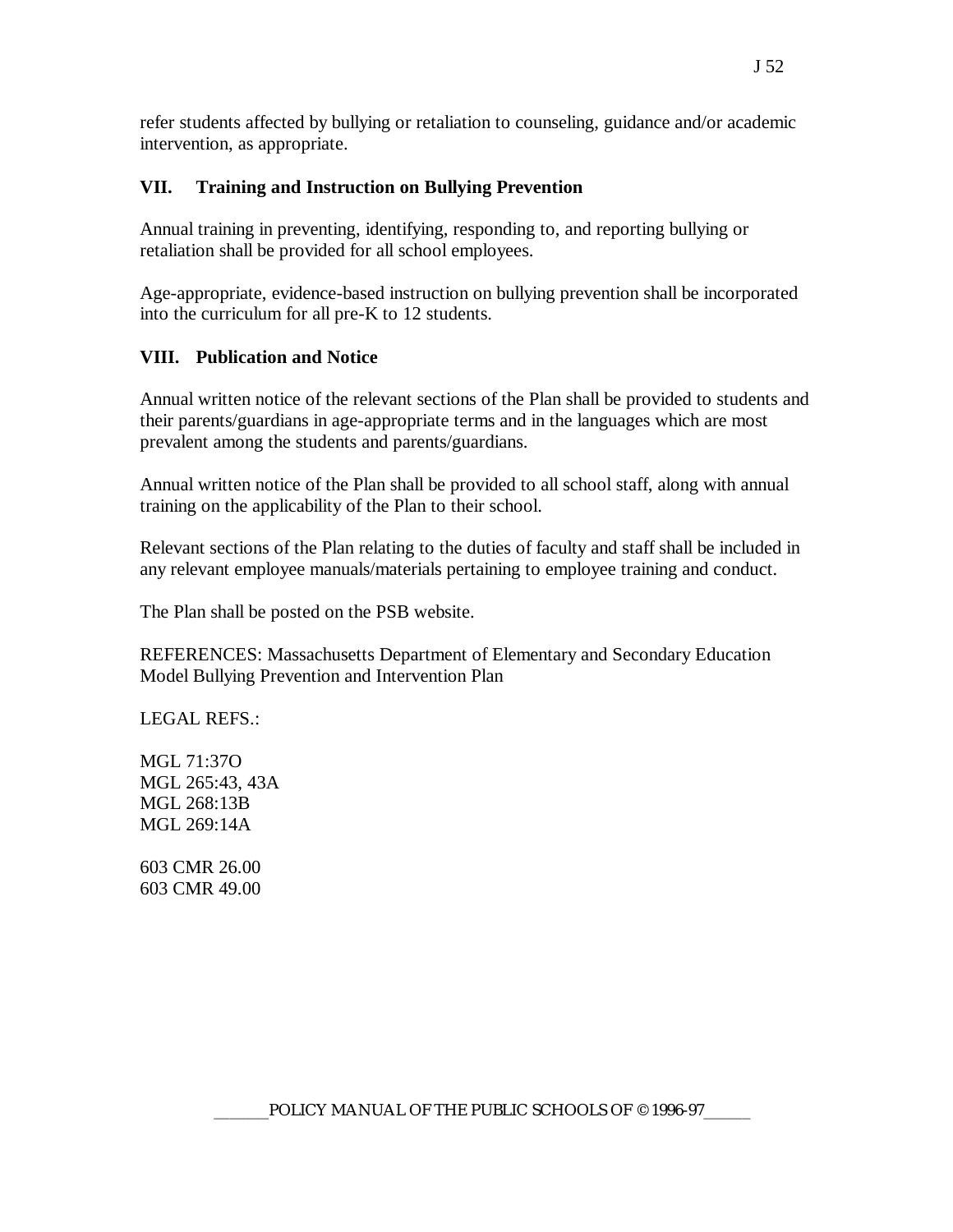refer students affected by bullying or retaliation to counseling, guidance and/or academic intervention, as appropriate.

## VII. Training and Instruction on Bullying Prevention

Annual training in preventing, identifying, responding to, and reporting bullying or retaliation shall be provided for all school employees.

Age-appropriate, evidence-based instruction on bullying prevention shall be incorporated into the curriculum for all pre-K to 12 students.

## VIII. Publication and Notice

Annual written notice of the relevant sections of the Plan shall be provided to students and their parents/guardians in age-appropriate terms and in the languages which are most prevalent among the students and parents/guardians.

Annual written notice of the Plan shall be provided to all school staff, along with annual training on the applicability of the Plan to their school.

Relevant sections of the Plan relating to the duties of faculty and staff shall be included in any relevant employee manuals/materials pertaining to employee training and conduct.

The Plan shall be posted on the PSB website.

REFERENCES: Massachusetts Department of Elementary and Secondary Education Model Bullying Prevention and Intervention Plan

LEGAL REFS.:

MGL 71:37O
MGL 265:43, 43A
MGL 268:13B
MGL 269:14A

603 CMR 26.00
603 CMR 49.00